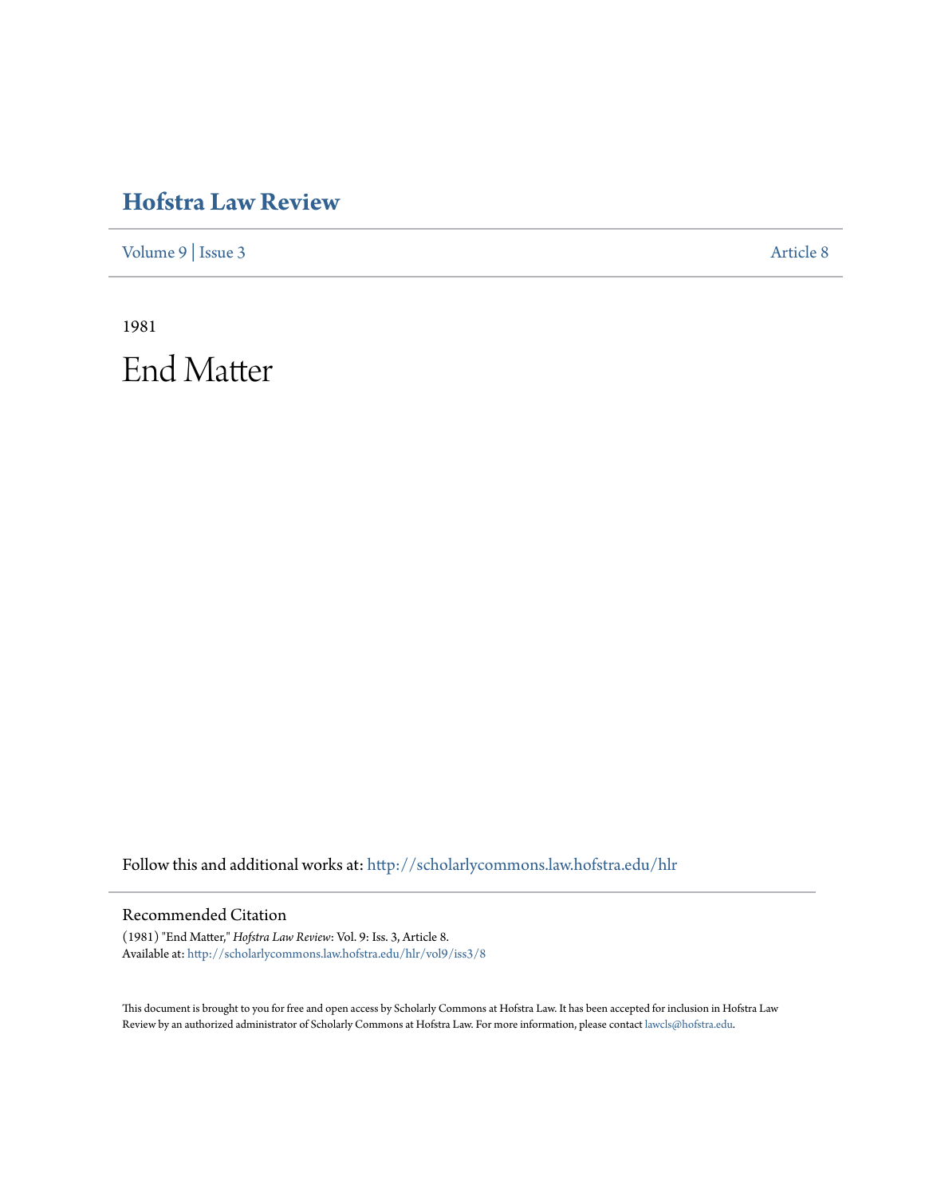# Hofstra Law Review

Volume 9 | Issue 3 Article 8

1981

# End Matter

Follow this and additional works at: http://scholarlycommons.law.hofstra.edu/hlr

## Recommended Citation

(1981) "End Matter," *Hofstra Law Review*: Vol. 9: Iss. 3, Article 8.
Available at: http://scholarlycommons.law.hofstra.edu/hlr/vol9/iss3/8

This document is brought to you for free and open access by Scholarly Commons at Hofstra Law. It has been accepted for inclusion in Hofstra Law Review by an authorized administrator of Scholarly Commons at Hofstra Law. For more information, please contact lawcls@hofstra.edu.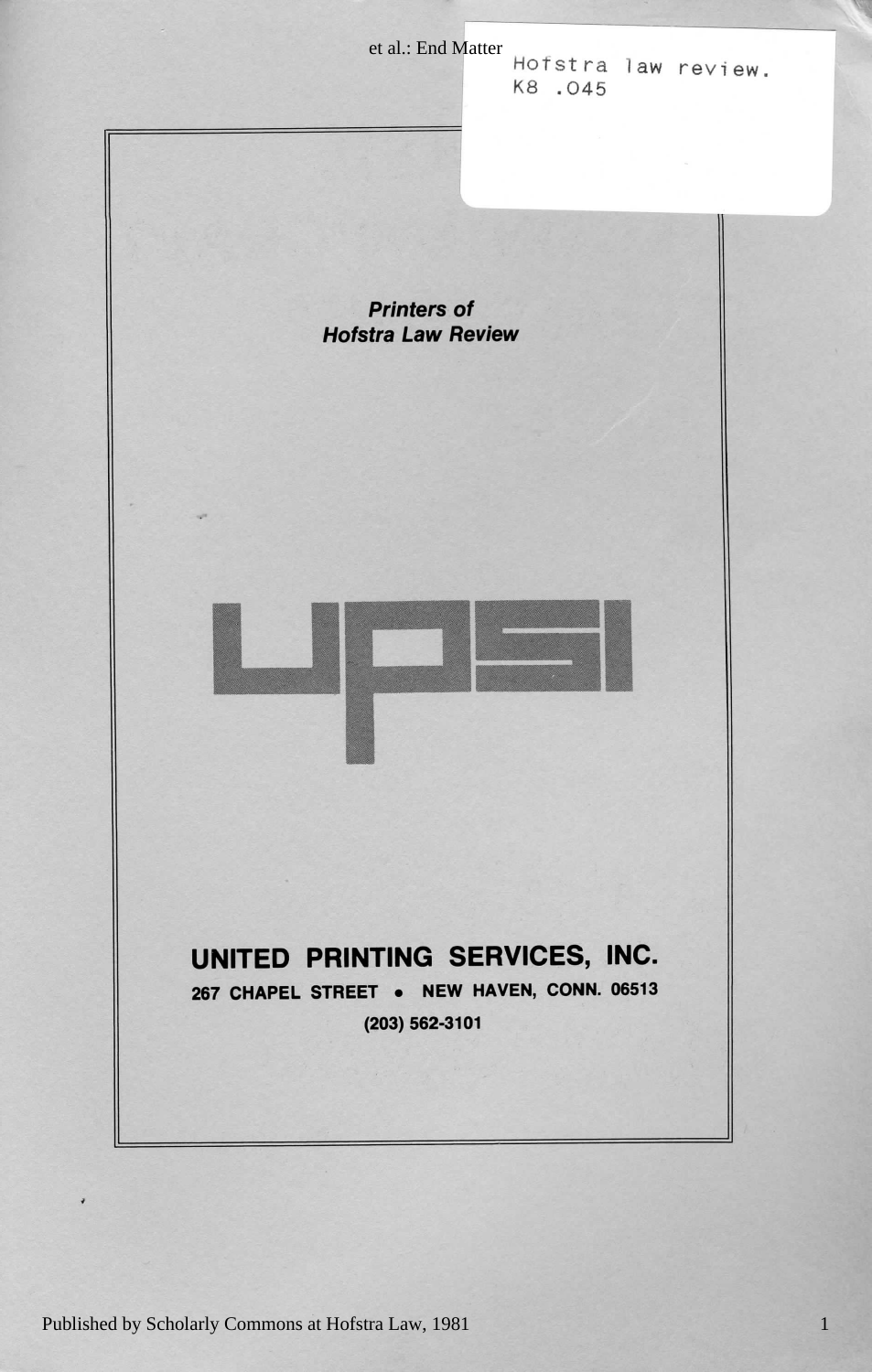Hofstra law review.
K8 .O45

***Printers of***
***Hofstra Law Review***

UPSI

**UNITED PRINTING SERVICES, INC.**

**267 CHAPEL STREET • NEW HAVEN, CONN. 06513**

**(203) 562-3101**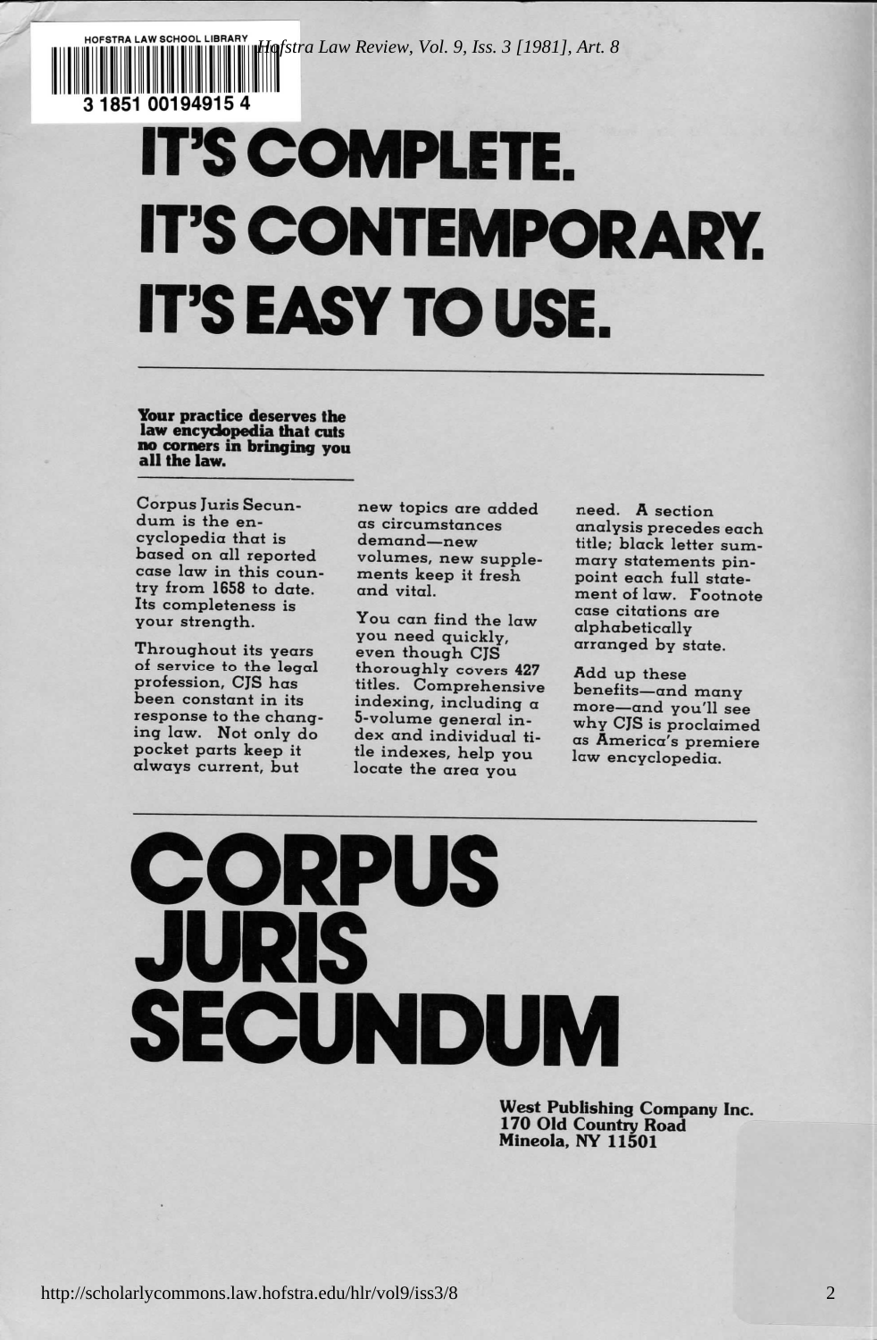# IT'S COMPLETE.
# IT'S CONTEMPORARY.
# IT'S EASY TO USE.

**Your practice deserves the law encyclopedia that cuts no corners in bringing you all the law.**

Corpus Juris Secundum is the encyclopedia that is based on all reported case law in this country from **1658** to date. Its completeness is your strength.

Throughout its years of service to the legal profession, CJS has been constant in its response to the changing law. Not only do pocket parts keep it always current, but new topics are added as circumstances demand—new volumes, new supplements keep it fresh and vital.

You can find the law you need quickly, even though CJS thoroughly covers **427** titles. Comprehensive indexing, including a 5-volume general index and individual title indexes, help you locate the area you need. A section analysis precedes each title; black letter summary statements pinpoint each full statement of law. Footnote case citations are alphabetically arranged by state.

Add up these benefits—and many more—and you'll see why CJS is proclaimed as America's premiere law encyclopedia.

# CORPUS JURIS SECUNDUM

**West Publishing Company Inc.**
**170 Old Country Road**
**Mineola, NY 11501**